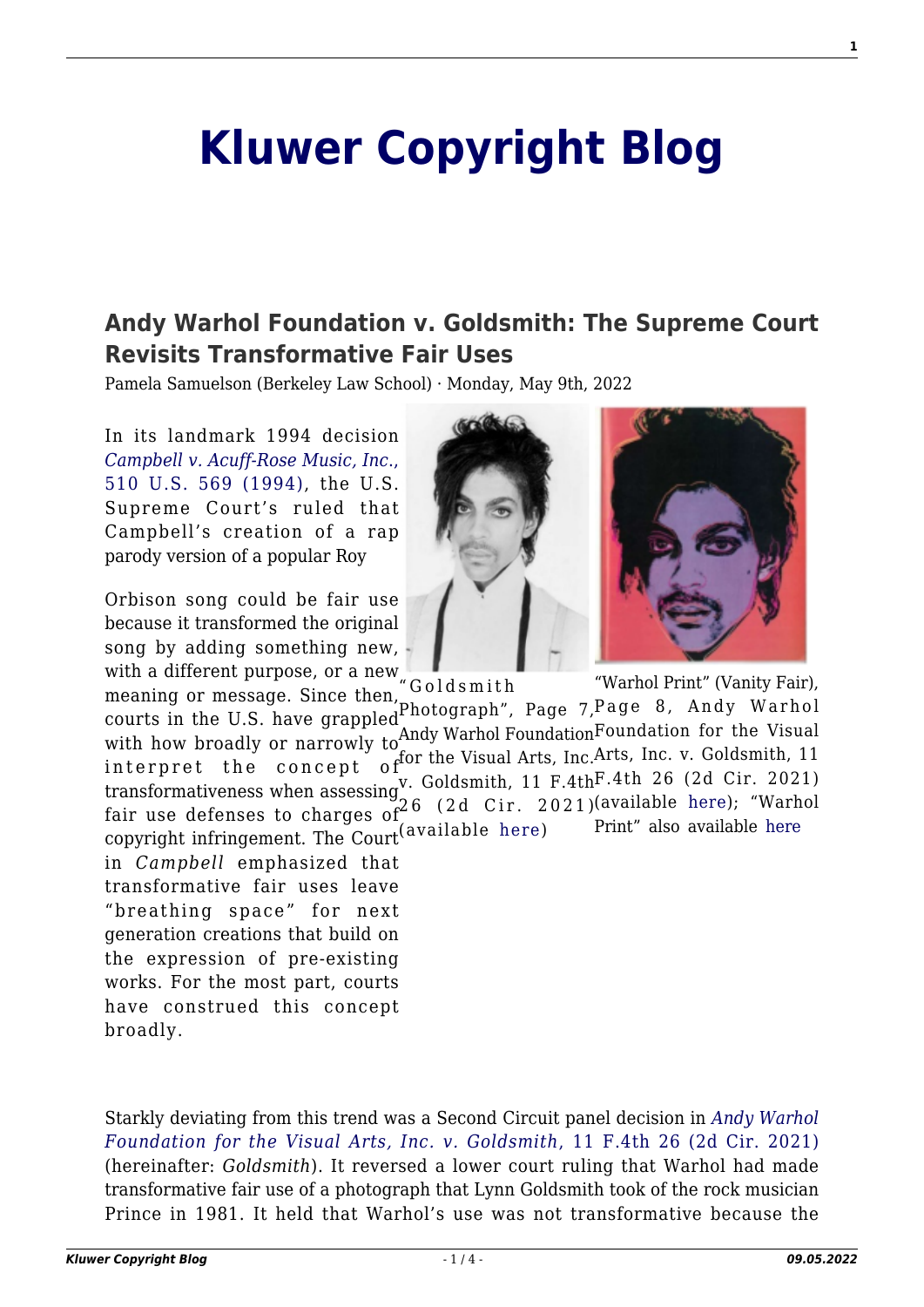# Kluwer Copyright Blog

## Andy Warhol Foundation v. Goldsmith: The Supreme Court Revisits Transformative Fair Uses

Pamela Samuelson (Berkeley Law School) · Monday, May 9th, 2022

In its landmark 1994 decision *Campbell v. Acuff-Rose Music, Inc.*, 510 U.S. 569 (1994), the U.S. Supreme Court's ruled that Campbell's creation of a rap parody version of a popular Roy Orbison song could be fair use because it transformed the original song by adding something new, with a different purpose, or a new meaning or message. Since then, courts in the U.S. have grappled with how broadly or narrowly to interpret the concept of transformativeness when assessing fair use defenses to charges of copyright infringement. The Court in *Campbell* emphasized that transformative fair uses leave "breathing space" for next generation creations that build on the expression of pre-existing works. For the most part, courts have construed this concept broadly.

"Goldsmith Photograph", Page 7, Andy Warhol Foundation for the Visual Arts, Inc. v. Goldsmith, 11 F.4th 26 (2d Cir. 2021) (available here)

"Warhol Print" (Vanity Fair), Page 8, Andy Warhol Foundation for the Visual Arts, Inc. v. Goldsmith, 11 F.4th 26 (2d Cir. 2021) (available here); "Warhol Print" also available here

Starkly deviating from this trend was a Second Circuit panel decision in *Andy Warhol Foundation for the Visual Arts, Inc. v. Goldsmith*, 11 F.4th 26 (2d Cir. 2021) (hereinafter: *Goldsmith*). It reversed a lower court ruling that Warhol had made transformative fair use of a photograph that Lynn Goldsmith took of the rock musician Prince in 1981. It held that Warhol's use was not transformative because the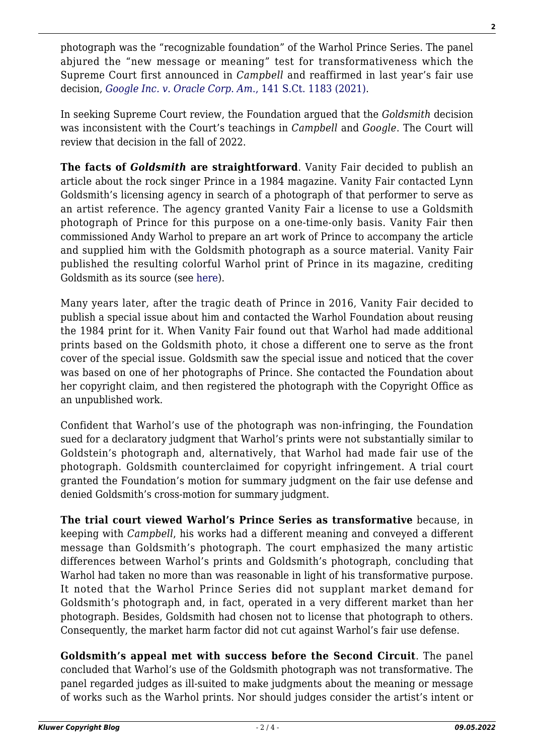photograph was the "recognizable foundation" of the Warhol Prince Series. The panel abjured the "new message or meaning" test for transformativeness which the Supreme Court first announced in *Campbell* and reaffirmed in last year's fair use decision, *Google Inc. v. Oracle Corp. Am.*, 141 S.Ct. 1183 (2021).

In seeking Supreme Court review, the Foundation argued that the *Goldsmith* decision was inconsistent with the Court's teachings in *Campbell* and *Google*. The Court will review that decision in the fall of 2022.

**The facts of *Goldsmith* are straightforward**. Vanity Fair decided to publish an article about the rock singer Prince in a 1984 magazine. Vanity Fair contacted Lynn Goldsmith's licensing agency in search of a photograph of that performer to serve as an artist reference. The agency granted Vanity Fair a license to use a Goldsmith photograph of Prince for this purpose on a one-time-only basis. Vanity Fair then commissioned Andy Warhol to prepare an art work of Prince to accompany the article and supplied him with the Goldsmith photograph as a source material. Vanity Fair published the resulting colorful Warhol print of Prince in its magazine, crediting Goldsmith as its source (see here).

Many years later, after the tragic death of Prince in 2016, Vanity Fair decided to publish a special issue about him and contacted the Warhol Foundation about reusing the 1984 print for it. When Vanity Fair found out that Warhol had made additional prints based on the Goldsmith photo, it chose a different one to serve as the front cover of the special issue. Goldsmith saw the special issue and noticed that the cover was based on one of her photographs of Prince. She contacted the Foundation about her copyright claim, and then registered the photograph with the Copyright Office as an unpublished work.

Confident that Warhol's use of the photograph was non-infringing, the Foundation sued for a declaratory judgment that Warhol's prints were not substantially similar to Goldstein's photograph and, alternatively, that Warhol had made fair use of the photograph. Goldsmith counterclaimed for copyright infringement. A trial court granted the Foundation's motion for summary judgment on the fair use defense and denied Goldsmith's cross-motion for summary judgment.

**The trial court viewed Warhol's Prince Series as transformative** because, in keeping with *Campbell*, his works had a different meaning and conveyed a different message than Goldsmith's photograph. The court emphasized the many artistic differences between Warhol's prints and Goldsmith's photograph, concluding that Warhol had taken no more than was reasonable in light of his transformative purpose. It noted that the Warhol Prince Series did not supplant market demand for Goldsmith's photograph and, in fact, operated in a very different market than her photograph. Besides, Goldsmith had chosen not to license that photograph to others. Consequently, the market harm factor did not cut against Warhol's fair use defense.

**Goldsmith's appeal met with success before the Second Circuit**. The panel concluded that Warhol's use of the Goldsmith photograph was not transformative. The panel regarded judges as ill-suited to make judgments about the meaning or message of works such as the Warhol prints. Nor should judges consider the artist's intent or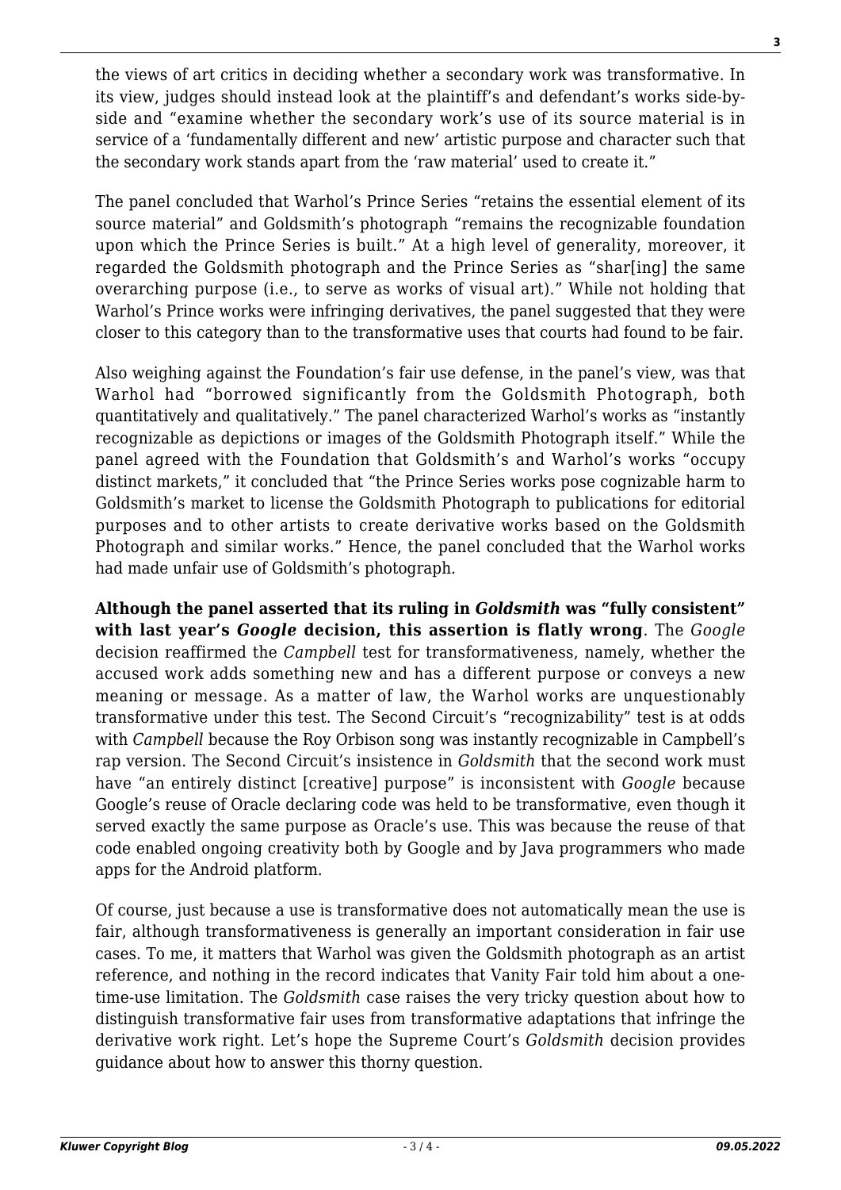the views of art critics in deciding whether a secondary work was transformative. In its view, judges should instead look at the plaintiff's and defendant's works side-by-side and "examine whether the secondary work's use of its source material is in service of a 'fundamentally different and new' artistic purpose and character such that the secondary work stands apart from the 'raw material' used to create it."

The panel concluded that Warhol's Prince Series "retains the essential element of its source material" and Goldsmith's photograph "remains the recognizable foundation upon which the Prince Series is built." At a high level of generality, moreover, it regarded the Goldsmith photograph and the Prince Series as "shar[ing] the same overarching purpose (i.e., to serve as works of visual art)." While not holding that Warhol's Prince works were infringing derivatives, the panel suggested that they were closer to this category than to the transformative uses that courts had found to be fair.

Also weighing against the Foundation's fair use defense, in the panel's view, was that Warhol had "borrowed significantly from the Goldsmith Photograph, both quantitatively and qualitatively." The panel characterized Warhol's works as "instantly recognizable as depictions or images of the Goldsmith Photograph itself." While the panel agreed with the Foundation that Goldsmith's and Warhol's works "occupy distinct markets," it concluded that "the Prince Series works pose cognizable harm to Goldsmith's market to license the Goldsmith Photograph to publications for editorial purposes and to other artists to create derivative works based on the Goldsmith Photograph and similar works." Hence, the panel concluded that the Warhol works had made unfair use of Goldsmith's photograph.

**Although the panel asserted that its ruling in *Goldsmith* was "fully consistent" with last year's *Google* decision, this assertion is flatly wrong**. The *Google* decision reaffirmed the *Campbell* test for transformativeness, namely, whether the accused work adds something new and has a different purpose or conveys a new meaning or message. As a matter of law, the Warhol works are unquestionably transformative under this test. The Second Circuit's "recognizability" test is at odds with *Campbell* because the Roy Orbison song was instantly recognizable in Campbell's rap version. The Second Circuit's insistence in *Goldsmith* that the second work must have "an entirely distinct [creative] purpose" is inconsistent with *Google* because Google's reuse of Oracle declaring code was held to be transformative, even though it served exactly the same purpose as Oracle's use. This was because the reuse of that code enabled ongoing creativity both by Google and by Java programmers who made apps for the Android platform.

Of course, just because a use is transformative does not automatically mean the use is fair, although transformativeness is generally an important consideration in fair use cases. To me, it matters that Warhol was given the Goldsmith photograph as an artist reference, and nothing in the record indicates that Vanity Fair told him about a one-time-use limitation. The *Goldsmith* case raises the very tricky question about how to distinguish transformative fair uses from transformative adaptations that infringe the derivative work right. Let's hope the Supreme Court's *Goldsmith* decision provides guidance about how to answer this thorny question.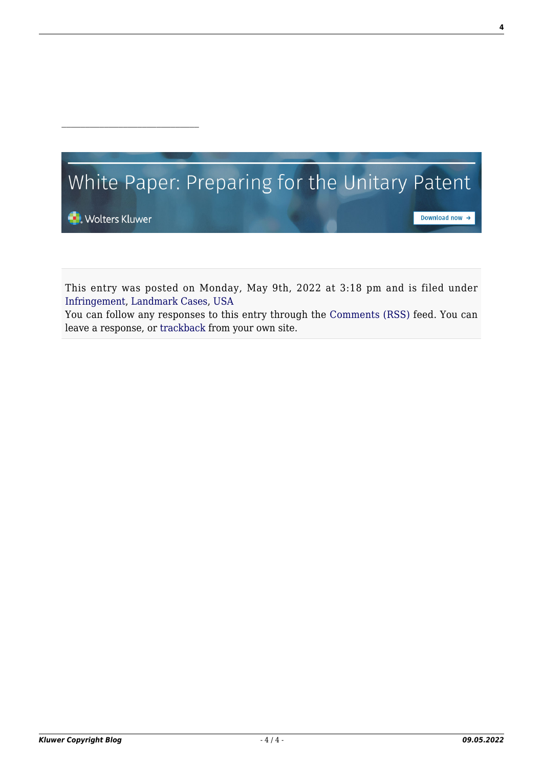______________________________

White Paper: Preparing for the Unitary Patent

Wolters Kluwer

Download now →

This entry was posted on Monday, May 9th, 2022 at 3:18 pm and is filed under Infringement, Landmark Cases, USA
You can follow any responses to this entry through the Comments (RSS) feed. You can leave a response, or trackback from your own site.